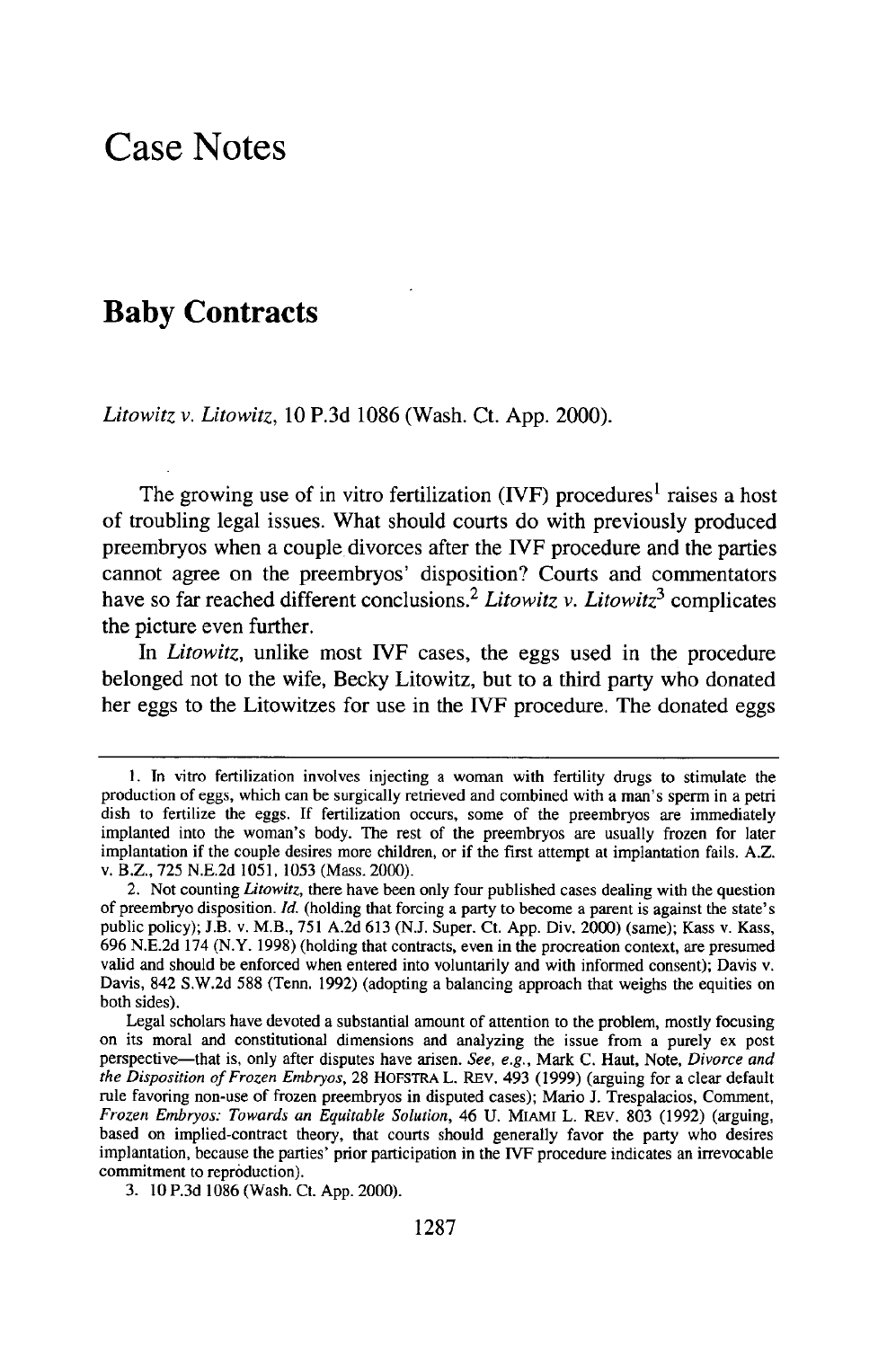# Case Notes

## Baby Contracts

*Litowitz v. Litowitz*, 10 P.3d 1086 (Wash. Ct. App. 2000).

The growing use of in vitro fertilization (IVF) procedures[1] raises a host of troubling legal issues. What should courts do with previously produced preembryos when a couple divorces after the IVF procedure and the parties cannot agree on the preembryos' disposition? Courts and commentators have so far reached different conclusions.[2] *Litowitz v. Litowitz*[3] complicates the picture even further.

In *Litowitz*, unlike most IVF cases, the eggs used in the procedure belonged not to the wife, Becky Litowitz, but to a third party who donated her eggs to the Litowitzes for use in the IVF procedure. The donated eggs

---

1. In vitro fertilization involves injecting a woman with fertility drugs to stimulate the production of eggs, which can be surgically retrieved and combined with a man's sperm in a petri dish to fertilize the eggs. If fertilization occurs, some of the preembryos are immediately implanted into the woman's body. The rest of the preembryos are usually frozen for later implantation if the couple desires more children, or if the first attempt at implantation fails. A.Z. v. B.Z., 725 N.E.2d 1051, 1053 (Mass. 2000).

2. Not counting *Litowitz*, there have been only four published cases dealing with the question of preembryo disposition. *Id.* (holding that forcing a party to become a parent is against the state's public policy); J.B. v. M.B., 751 A.2d 613 (N.J. Super. Ct. App. Div. 2000) (same); Kass v. Kass, 696 N.E.2d 174 (N.Y. 1998) (holding that contracts, even in the procreation context, are presumed valid and should be enforced when entered into voluntarily and with informed consent); Davis v. Davis, 842 S.W.2d 588 (Tenn. 1992) (adopting a balancing approach that weighs the equities on both sides).

Legal scholars have devoted a substantial amount of attention to the problem, mostly focusing on its moral and constitutional dimensions and analyzing the issue from a purely ex post perspective—that is, only after disputes have arisen. *See, e.g.*, Mark C. Haut, Note, *Divorce and the Disposition of Frozen Embryos*, 28 HOFSTRA L. REV. 493 (1999) (arguing for a clear default rule favoring non-use of frozen preembryos in disputed cases); Mario J. Trespalacios, Comment, *Frozen Embryos: Towards an Equitable Solution*, 46 U. MIAMI L. REV. 803 (1992) (arguing, based on implied-contract theory, that courts should generally favor the party who desires implantation, because the parties' prior participation in the IVF procedure indicates an irrevocable commitment to reproduction).

3. 10 P.3d 1086 (Wash. Ct. App. 2000).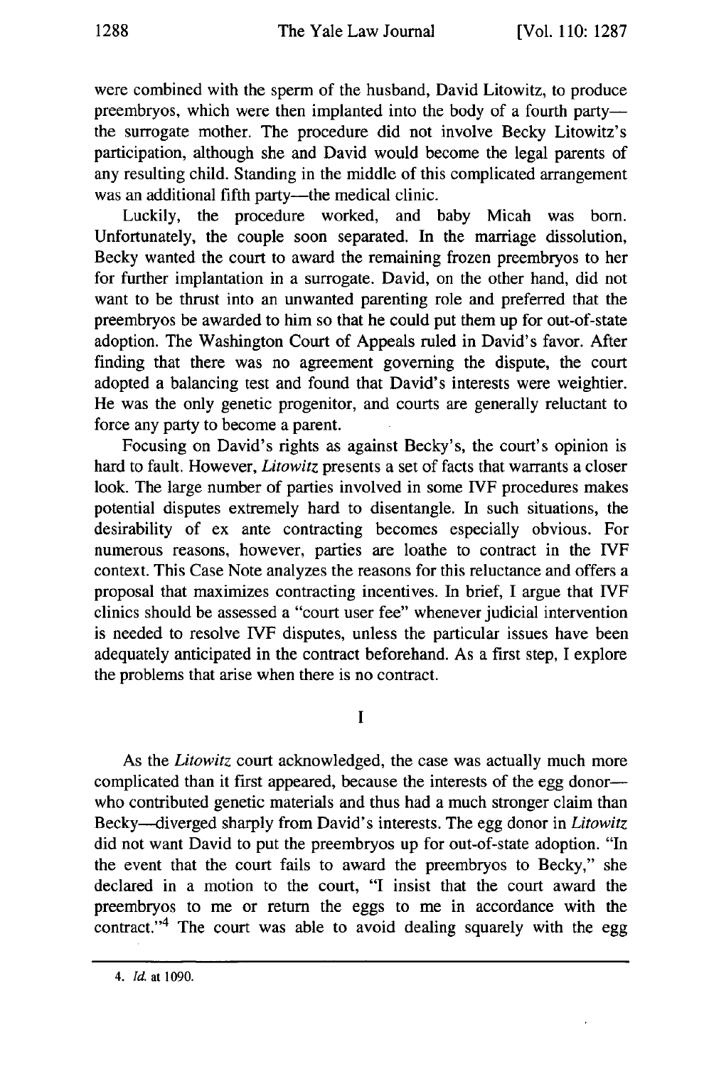were combined with the sperm of the husband, David Litowitz, to produce preembryos, which were then implanted into the body of a fourth party—the surrogate mother. The procedure did not involve Becky Litowitz's participation, although she and David would become the legal parents of any resulting child. Standing in the middle of this complicated arrangement was an additional fifth party—the medical clinic.

Luckily, the procedure worked, and baby Micah was born. Unfortunately, the couple soon separated. In the marriage dissolution, Becky wanted the court to award the remaining frozen preembryos to her for further implantation in a surrogate. David, on the other hand, did not want to be thrust into an unwanted parenting role and preferred that the preembryos be awarded to him so that he could put them up for out-of-state adoption. The Washington Court of Appeals ruled in David's favor. After finding that there was no agreement governing the dispute, the court adopted a balancing test and found that David's interests were weightier. He was the only genetic progenitor, and courts are generally reluctant to force any party to become a parent.

Focusing on David's rights as against Becky's, the court's opinion is hard to fault. However, *Litowitz* presents a set of facts that warrants a closer look. The large number of parties involved in some IVF procedures makes potential disputes extremely hard to disentangle. In such situations, the desirability of ex ante contracting becomes especially obvious. For numerous reasons, however, parties are loathe to contract in the IVF context. This Case Note analyzes the reasons for this reluctance and offers a proposal that maximizes contracting incentives. In brief, I argue that IVF clinics should be assessed a "court user fee" whenever judicial intervention is needed to resolve IVF disputes, unless the particular issues have been adequately anticipated in the contract beforehand. As a first step, I explore the problems that arise when there is no contract.

# I

As the *Litowitz* court acknowledged, the case was actually much more complicated than it first appeared, because the interests of the egg donor—who contributed genetic materials and thus had a much stronger claim than Becky—diverged sharply from David's interests. The egg donor in *Litowitz* did not want David to put the preembryos up for out-of-state adoption. "In the event that the court fails to award the preembryos to Becky," she declared in a motion to the court, "I insist that the court award the preembryos to me or return the eggs to me in accordance with the contract."[4] The court was able to avoid dealing squarely with the egg

4. *Id.* at 1090.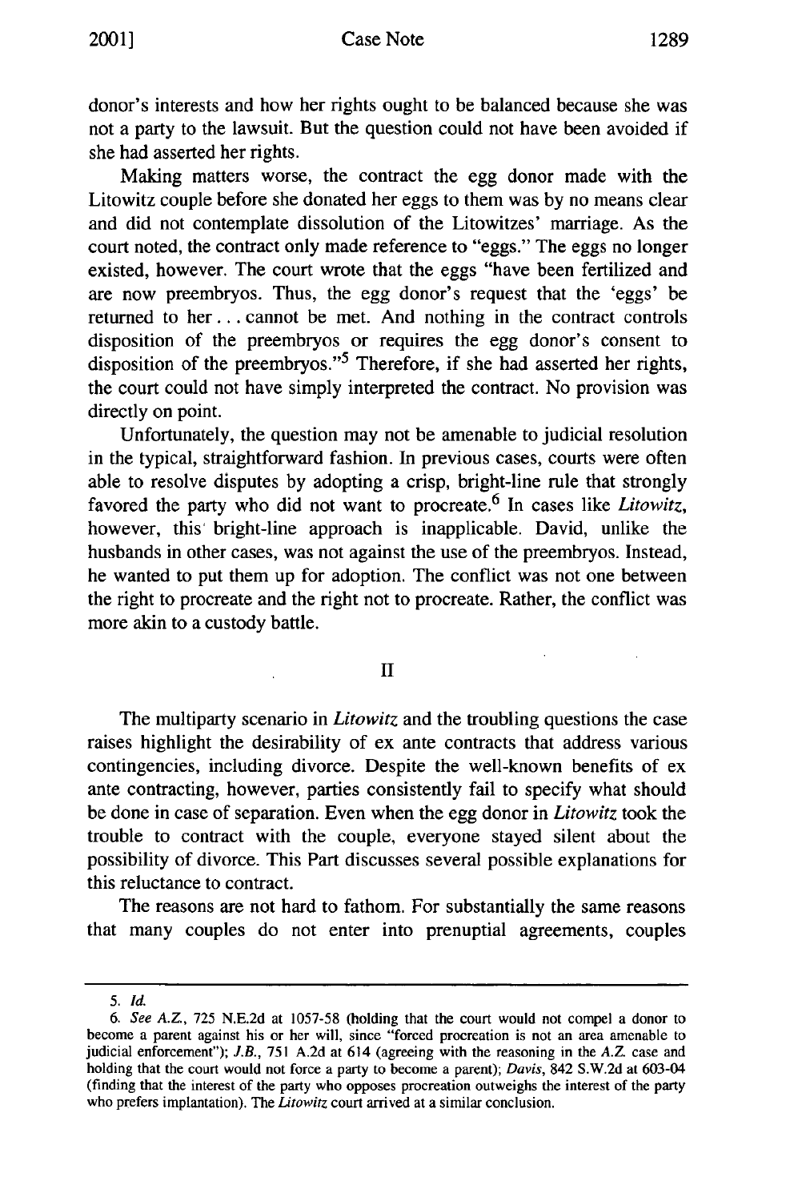donor's interests and how her rights ought to be balanced because she was not a party to the lawsuit. But the question could not have been avoided if she had asserted her rights.

Making matters worse, the contract the egg donor made with the Litowitz couple before she donated her eggs to them was by no means clear and did not contemplate dissolution of the Litowitzes' marriage. As the court noted, the contract only made reference to "eggs." The eggs no longer existed, however. The court wrote that the eggs "have been fertilized and are now preembryos. Thus, the egg donor's request that the 'eggs' be returned to her . . . cannot be met. And nothing in the contract controls disposition of the preembryos or requires the egg donor's consent to disposition of the preembryos."[5] Therefore, if she had asserted her rights, the court could not have simply interpreted the contract. No provision was directly on point.

Unfortunately, the question may not be amenable to judicial resolution in the typical, straightforward fashion. In previous cases, courts were often able to resolve disputes by adopting a crisp, bright-line rule that strongly favored the party who did not want to procreate.[6] In cases like *Litowitz*, however, this bright-line approach is inapplicable. David, unlike the husbands in other cases, was not against the use of the preembryos. Instead, he wanted to put them up for adoption. The conflict was not one between the right to procreate and the right not to procreate. Rather, the conflict was more akin to a custody battle.

## II

The multiparty scenario in *Litowitz* and the troubling questions the case raises highlight the desirability of ex ante contracts that address various contingencies, including divorce. Despite the well-known benefits of ex ante contracting, however, parties consistently fail to specify what should be done in case of separation. Even when the egg donor in *Litowitz* took the trouble to contract with the couple, everyone stayed silent about the possibility of divorce. This Part discusses several possible explanations for this reluctance to contract.

The reasons are not hard to fathom. For substantially the same reasons that many couples do not enter into prenuptial agreements, couples

---

5. *Id.*

6. *See A.Z.*, 725 N.E.2d at 1057-58 (holding that the court would not compel a donor to become a parent against his or her will, since "forced procreation is not an area amenable to judicial enforcement"); *J.B.*, 751 A.2d at 614 (agreeing with the reasoning in the *A.Z.* case and holding that the court would not force a party to become a parent); *Davis*, 842 S.W.2d at 603-04 (finding that the interest of the party who opposes procreation outweighs the interest of the party who prefers implantation). The *Litowitz* court arrived at a similar conclusion.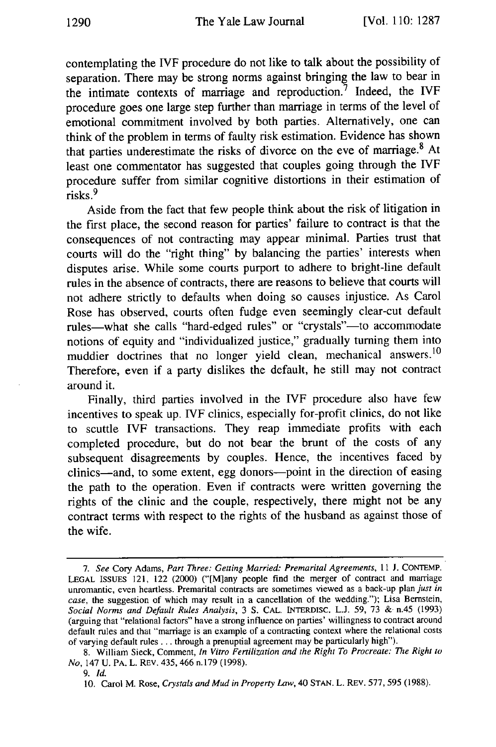contemplating the IVF procedure do not like to talk about the possibility of separation. There may be strong norms against bringing the law to bear in the intimate contexts of marriage and reproduction.[7] Indeed, the IVF procedure goes one large step further than marriage in terms of the level of emotional commitment involved by both parties. Alternatively, one can think of the problem in terms of faulty risk estimation. Evidence has shown that parties underestimate the risks of divorce on the eve of marriage.[8] At least one commentator has suggested that couples going through the IVF procedure suffer from similar cognitive distortions in their estimation of risks.[9]

Aside from the fact that few people think about the risk of litigation in the first place, the second reason for parties' failure to contract is that the consequences of not contracting may appear minimal. Parties trust that courts will do the "right thing" by balancing the parties' interests when disputes arise. While some courts purport to adhere to bright-line default rules in the absence of contracts, there are reasons to believe that courts will not adhere strictly to defaults when doing so causes injustice. As Carol Rose has observed, courts often fudge even seemingly clear-cut default rules—what she calls "hard-edged rules" or "crystals"—to accommodate notions of equity and "individualized justice," gradually turning them into muddier doctrines that no longer yield clean, mechanical answers.[10] Therefore, even if a party dislikes the default, he still may not contract around it.

Finally, third parties involved in the IVF procedure also have few incentives to speak up. IVF clinics, especially for-profit clinics, do not like to scuttle IVF transactions. They reap immediate profits with each completed procedure, but do not bear the brunt of the costs of any subsequent disagreements by couples. Hence, the incentives faced by clinics—and, to some extent, egg donors—point in the direction of easing the path to the operation. Even if contracts were written governing the rights of the clinic and the couple, respectively, there might not be any contract terms with respect to the rights of the husband as against those of the wife.

---

7. *See* Cory Adams, *Part Three: Getting Married: Premarital Agreements*, 11 J. CONTEMP. LEGAL ISSUES 121, 122 (2000) ("[M]any people find the merger of contract and marriage unromantic, even heartless. Premarital contracts are sometimes viewed as a back-up plan *just in case*, the suggestion of which may result in a cancellation of the wedding."); Lisa Bernstein, *Social Norms and Default Rules Analysis*, 3 S. CAL. INTERDISC. L.J. 59, 73 & n.45 (1993) (arguing that "relational factors" have a strong influence on parties' willingness to contract around default rules and that "marriage is an example of a contracting context where the relational costs of varying default rules . . . through a prenuptial agreement may be particularly high").

8. William Sieck, Comment, *In Vitro Fertilization and the Right To Procreate: The Right to No*, 147 U. PA. L. REV. 435, 466 n.179 (1998).

9. *Id.*

10. Carol M. Rose, *Crystals and Mud in Property Law*, 40 STAN. L. REV. 577, 595 (1988).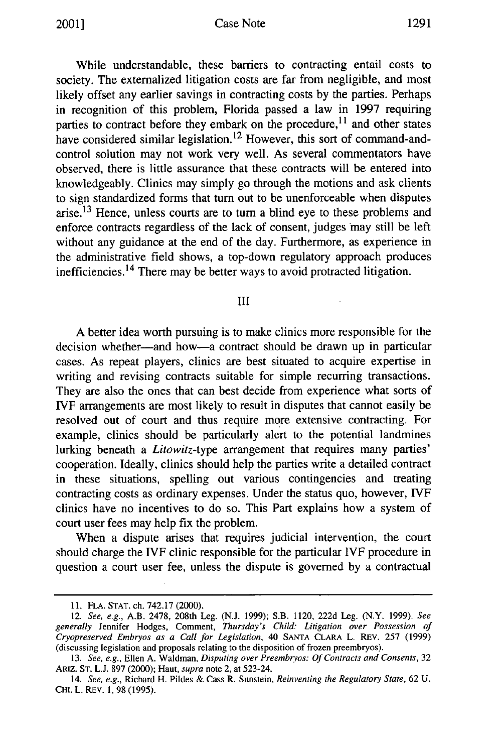While understandable, these barriers to contracting entail costs to society. The externalized litigation costs are far from negligible, and most likely offset any earlier savings in contracting costs by the parties. Perhaps in recognition of this problem, Florida passed a law in 1997 requiring parties to contract before they embark on the procedure,[11] and other states have considered similar legislation.[12] However, this sort of command-and-control solution may not work very well. As several commentators have observed, there is little assurance that these contracts will be entered into knowledgeably. Clinics may simply go through the motions and ask clients to sign standardized forms that turn out to be unenforceable when disputes arise.[13] Hence, unless courts are to turn a blind eye to these problems and enforce contracts regardless of the lack of consent, judges may still be left without any guidance at the end of the day. Furthermore, as experience in the administrative field shows, a top-down regulatory approach produces inefficiencies.[14] There may be better ways to avoid protracted litigation.

## III

A better idea worth pursuing is to make clinics more responsible for the decision whether—and how—a contract should be drawn up in particular cases. As repeat players, clinics are best situated to acquire expertise in writing and revising contracts suitable for simple recurring transactions. They are also the ones that can best decide from experience what sorts of IVF arrangements are most likely to result in disputes that cannot easily be resolved out of court and thus require more extensive contracting. For example, clinics should be particularly alert to the potential landmines lurking beneath a *Litowitz*-type arrangement that requires many parties' cooperation. Ideally, clinics should help the parties write a detailed contract in these situations, spelling out various contingencies and treating contracting costs as ordinary expenses. Under the status quo, however, IVF clinics have no incentives to do so. This Part explains how a system of court user fees may help fix the problem.

When a dispute arises that requires judicial intervention, the court should charge the IVF clinic responsible for the particular IVF procedure in question a court user fee, unless the dispute is governed by a contractual

---

11. FLA. STAT. ch. 742.17 (2000).

12. *See, e.g.*, A.B. 2478, 208th Leg. (N.J. 1999); S.B. 1120, 222d Leg. (N.Y. 1999). *See generally* Jennifer Hodges, Comment, *Thursday's Child: Litigation over Possession of Cryopreserved Embryos as a Call for Legislation*, 40 SANTA CLARA L. REV. 257 (1999) (discussing legislation and proposals relating to the disposition of frozen preembryos).

13. *See, e.g.*, Ellen A. Waldman, *Disputing over Preembryos: Of Contracts and Consents*, 32 ARIZ. ST. L.J. 897 (2000); Haut, *supra* note 2, at 523-24.

14. *See, e.g.*, Richard H. Pildes & Cass R. Sunstein, *Reinventing the Regulatory State*, 62 U. CHI. L. REV. 1, 98 (1995).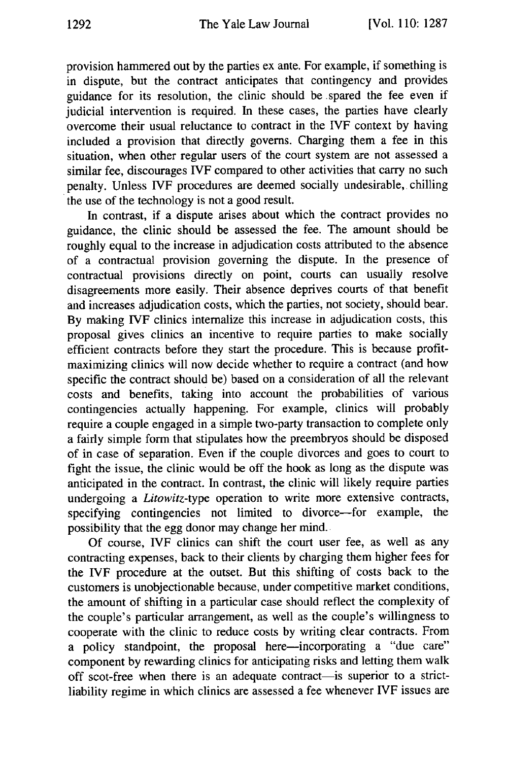provision hammered out by the parties ex ante. For example, if something is in dispute, but the contract anticipates that contingency and provides guidance for its resolution, the clinic should be spared the fee even if judicial intervention is required. In these cases, the parties have clearly overcome their usual reluctance to contract in the IVF context by having included a provision that directly governs. Charging them a fee in this situation, when other regular users of the court system are not assessed a similar fee, discourages IVF compared to other activities that carry no such penalty. Unless IVF procedures are deemed socially undesirable, chilling the use of the technology is not a good result.

In contrast, if a dispute arises about which the contract provides no guidance, the clinic should be assessed the fee. The amount should be roughly equal to the increase in adjudication costs attributed to the absence of a contractual provision governing the dispute. In the presence of contractual provisions directly on point, courts can usually resolve disagreements more easily. Their absence deprives courts of that benefit and increases adjudication costs, which the parties, not society, should bear. By making IVF clinics internalize this increase in adjudication costs, this proposal gives clinics an incentive to require parties to make socially efficient contracts before they start the procedure. This is because profit-maximizing clinics will now decide whether to require a contract (and how specific the contract should be) based on a consideration of all the relevant costs and benefits, taking into account the probabilities of various contingencies actually happening. For example, clinics will probably require a couple engaged in a simple two-party transaction to complete only a fairly simple form that stipulates how the preembryos should be disposed of in case of separation. Even if the couple divorces and goes to court to fight the issue, the clinic would be off the hook as long as the dispute was anticipated in the contract. In contrast, the clinic will likely require parties undergoing a *Litowitz*-type operation to write more extensive contracts, specifying contingencies not limited to divorce—for example, the possibility that the egg donor may change her mind.

Of course, IVF clinics can shift the court user fee, as well as any contracting expenses, back to their clients by charging them higher fees for the IVF procedure at the outset. But this shifting of costs back to the customers is unobjectionable because, under competitive market conditions, the amount of shifting in a particular case should reflect the complexity of the couple's particular arrangement, as well as the couple's willingness to cooperate with the clinic to reduce costs by writing clear contracts. From a policy standpoint, the proposal here—incorporating a "due care" component by rewarding clinics for anticipating risks and letting them walk off scot-free when there is an adequate contract—is superior to a strict-liability regime in which clinics are assessed a fee whenever IVF issues are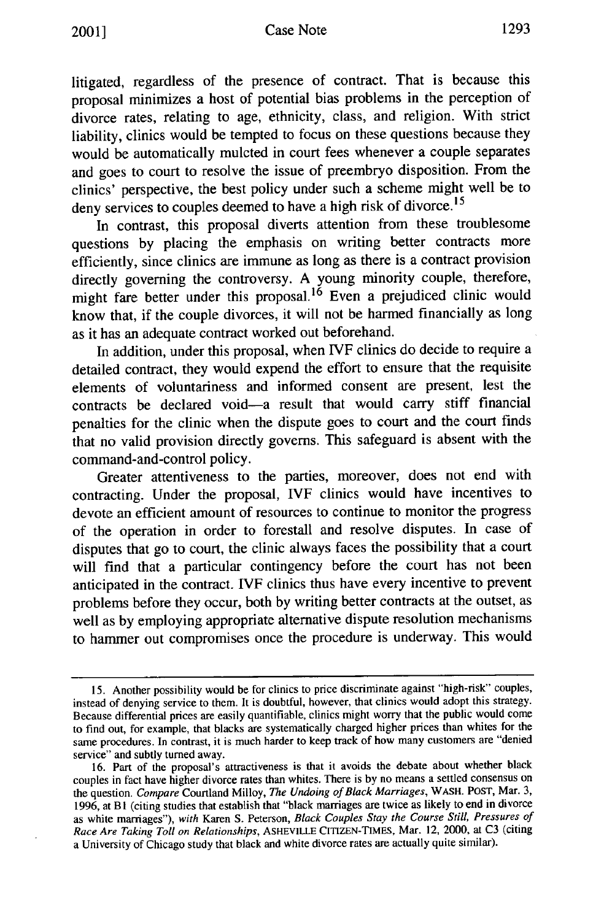litigated, regardless of the presence of contract. That is because this proposal minimizes a host of potential bias problems in the perception of divorce rates, relating to age, ethnicity, class, and religion. With strict liability, clinics would be tempted to focus on these questions because they would be automatically mulcted in court fees whenever a couple separates and goes to court to resolve the issue of preembryo disposition. From the clinics' perspective, the best policy under such a scheme might well be to deny services to couples deemed to have a high risk of divorce.[15]

In contrast, this proposal diverts attention from these troublesome questions by placing the emphasis on writing better contracts more efficiently, since clinics are immune as long as there is a contract provision directly governing the controversy. A young minority couple, therefore, might fare better under this proposal.[16] Even a prejudiced clinic would know that, if the couple divorces, it will not be harmed financially as long as it has an adequate contract worked out beforehand.

In addition, under this proposal, when IVF clinics do decide to require a detailed contract, they would expend the effort to ensure that the requisite elements of voluntariness and informed consent are present, lest the contracts be declared void—a result that would carry stiff financial penalties for the clinic when the dispute goes to court and the court finds that no valid provision directly governs. This safeguard is absent with the command-and-control policy.

Greater attentiveness to the parties, moreover, does not end with contracting. Under the proposal, IVF clinics would have incentives to devote an efficient amount of resources to continue to monitor the progress of the operation in order to forestall and resolve disputes. In case of disputes that go to court, the clinic always faces the possibility that a court will find that a particular contingency before the court has not been anticipated in the contract. IVF clinics thus have every incentive to prevent problems before they occur, both by writing better contracts at the outset, as well as by employing appropriate alternative dispute resolution mechanisms to hammer out compromises once the procedure is underway. This would

---

15. Another possibility would be for clinics to price discriminate against "high-risk" couples, instead of denying service to them. It is doubtful, however, that clinics would adopt this strategy. Because differential prices are easily quantifiable, clinics might worry that the public would come to find out, for example, that blacks are systematically charged higher prices than whites for the same procedures. In contrast, it is much harder to keep track of how many customers are "denied service" and subtly turned away.

16. Part of the proposal's attractiveness is that it avoids the debate about whether black couples in fact have higher divorce rates than whites. There is by no means a settled consensus on the question. *Compare* Courtland Milloy, *The Undoing of Black Marriages*, WASH. POST, Mar. 3, 1996, at B1 (citing studies that establish that "black marriages are twice as likely to end in divorce as white marriages"), *with* Karen S. Peterson, *Black Couples Stay the Course Still, Pressures of Race Are Taking Toll on Relationships*, ASHEVILLE CITIZEN-TIMES, Mar. 12, 2000, at C3 (citing a University of Chicago study that black and white divorce rates are actually quite similar).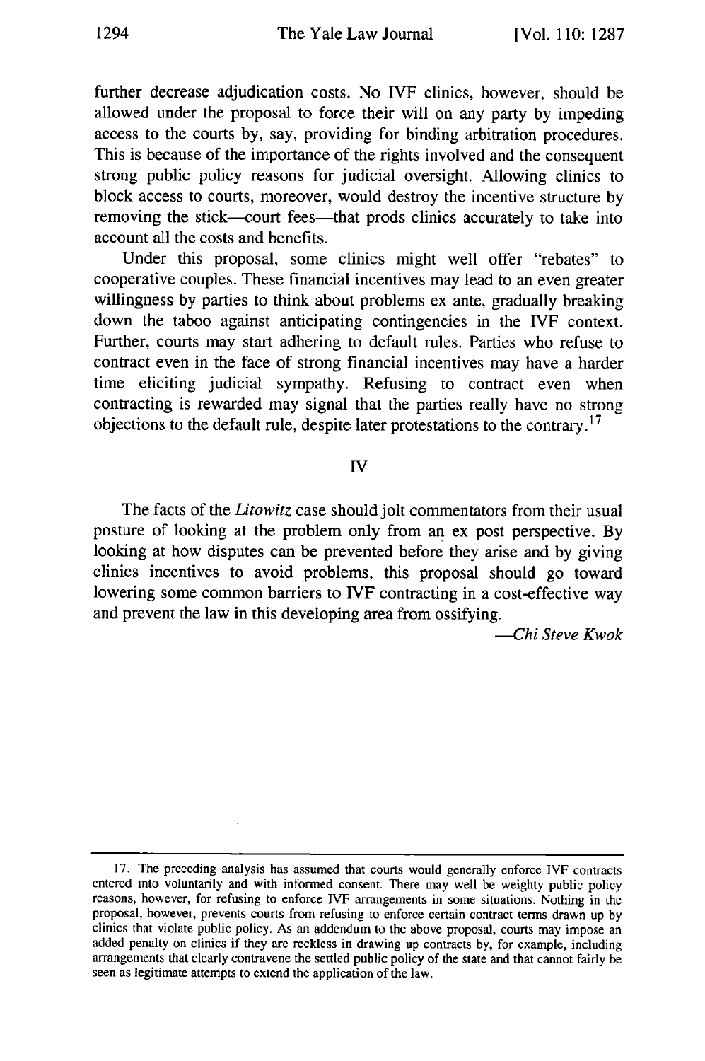further decrease adjudication costs. No IVF clinics, however, should be allowed under the proposal to force their will on any party by impeding access to the courts by, say, providing for binding arbitration procedures. This is because of the importance of the rights involved and the consequent strong public policy reasons for judicial oversight. Allowing clinics to block access to courts, moreover, would destroy the incentive structure by removing the stick—court fees—that prods clinics accurately to take into account all the costs and benefits.

Under this proposal, some clinics might well offer "rebates" to cooperative couples. These financial incentives may lead to an even greater willingness by parties to think about problems ex ante, gradually breaking down the taboo against anticipating contingencies in the IVF context. Further, courts may start adhering to default rules. Parties who refuse to contract even in the face of strong financial incentives may have a harder time eliciting judicial sympathy. Refusing to contract even when contracting is rewarded may signal that the parties really have no strong objections to the default rule, despite later protestations to the contrary.[17]

## IV

The facts of the *Litowitz* case should jolt commentators from their usual posture of looking at the problem only from an ex post perspective. By looking at how disputes can be prevented before they arise and by giving clinics incentives to avoid problems, this proposal should go toward lowering some common barriers to IVF contracting in a cost-effective way and prevent the law in this developing area from ossifying.

*—Chi Steve Kwok*

---

17. The preceding analysis has assumed that courts would generally enforce IVF contracts entered into voluntarily and with informed consent. There may well be weighty public policy reasons, however, for refusing to enforce IVF arrangements in some situations. Nothing in the proposal, however, prevents courts from refusing to enforce certain contract terms drawn up by clinics that violate public policy. As an addendum to the above proposal, courts may impose an added penalty on clinics if they are reckless in drawing up contracts by, for example, including arrangements that clearly contravene the settled public policy of the state and that cannot fairly be seen as legitimate attempts to extend the application of the law.